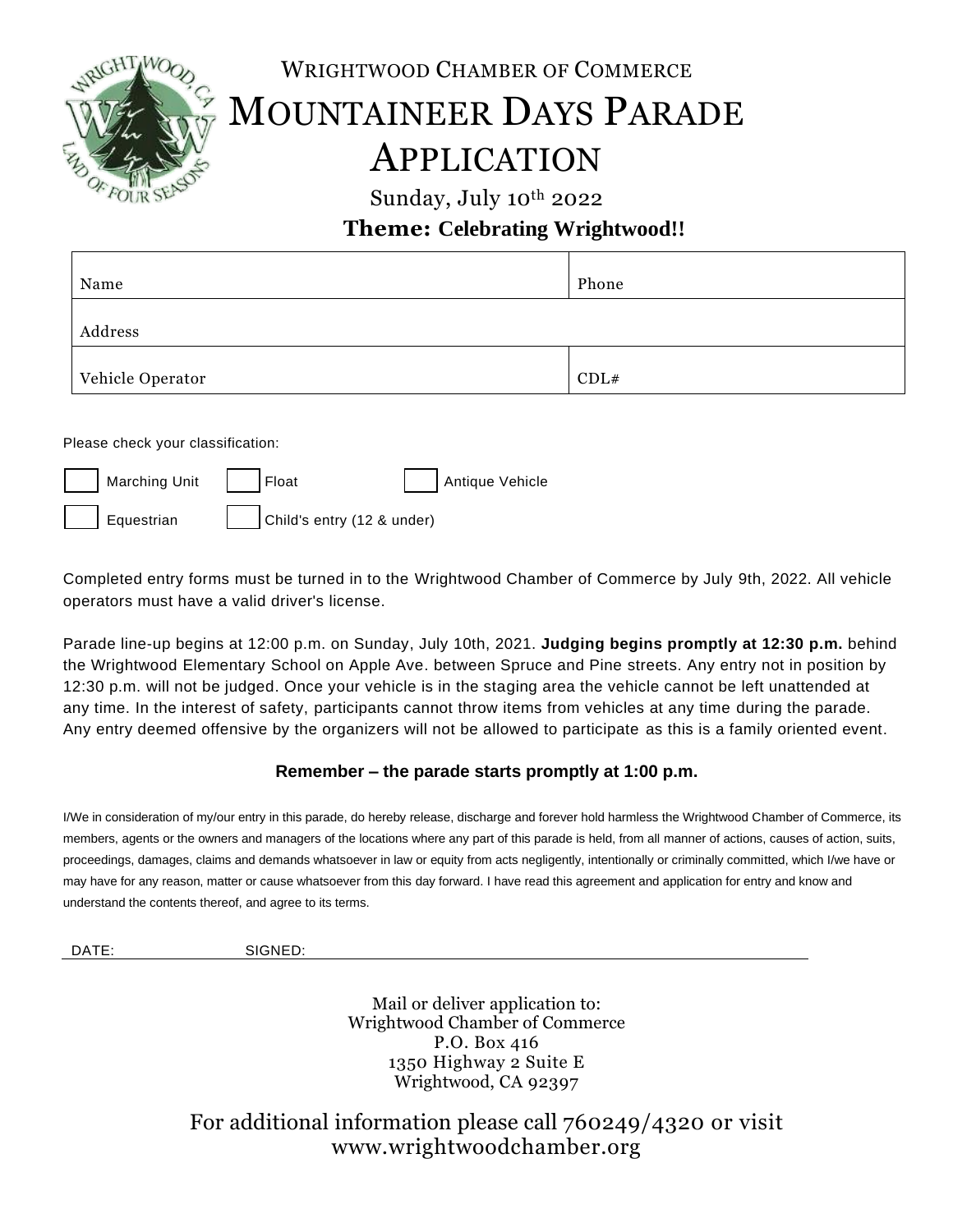WRIGHTWOOD CHAMBER OF COMMERCE

# MOUNTAINEER DAYS PARADE APPLICATION

Sunday, July 10th 2022

**Theme: Celebrating Wrightwood!!**

| Name | Phone |
|---|---|
| Address | |
| Vehicle Operator | CDL# |

Please check your classification:

- [ ] Marching Unit
- [ ] Float
- [ ] Antique Vehicle
- [ ] Equestrian
- [ ] Child's entry (12 & under)

Completed entry forms must be turned in to the Wrightwood Chamber of Commerce by July 9th, 2022. All vehicle operators must have a valid driver's license.

Parade line-up begins at 12:00 p.m. on Sunday, July 10th, 2021. **Judging begins promptly at 12:30 p.m.** behind the Wrightwood Elementary School on Apple Ave. between Spruce and Pine streets. Any entry not in position by 12:30 p.m. will not be judged. Once your vehicle is in the staging area the vehicle cannot be left unattended at any time. In the interest of safety, participants cannot throw items from vehicles at any time during the parade. Any entry deemed offensive by the organizers will not be allowed to participate as this is a family oriented event.

**Remember – the parade starts promptly at 1:00 p.m.**

I/We in consideration of my/our entry in this parade, do hereby release, discharge and forever hold harmless the Wrightwood Chamber of Commerce, its members, agents or the owners and managers of the locations where any part of this parade is held, from all manner of actions, causes of action, suits, proceedings, damages, claims and demands whatsoever in law or equity from acts negligently, intentionally or criminally committed, which I/we have or may have for any reason, matter or cause whatsoever from this day forward. I have read this agreement and application for entry and know and understand the contents thereof, and agree to its terms.

DATE: SIGNED:

Mail or deliver application to:
Wrightwood Chamber of Commerce
P.O. Box 416
1350 Highway 2 Suite E
Wrightwood, CA 92397

For additional information please call 760249/4320 or visit www.wrightwoodchamber.org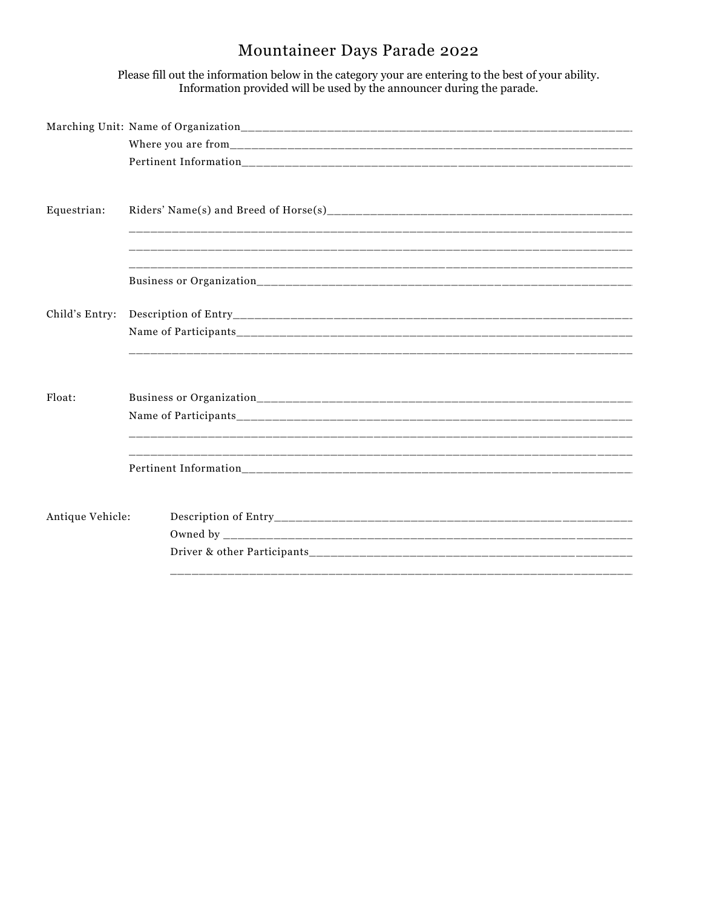# Mountaineer Days Parade 2022

Please fill out the information below in the category your are entering to the best of your ability.
Information provided will be used by the announcer during the parade.

Marching Unit: Name of Organization_______________________________________________

Where you are from_______________________________________________

Pertinent Information_______________________________________________

Equestrian: Riders' Name(s) and Breed of Horse(s)_______________________________________________

_______________________________________________

_______________________________________________

_______________________________________________

Business or Organization_______________________________________________

Child's Entry: Description of Entry_______________________________________________

Name of Participants_______________________________________________

_______________________________________________

Float: Business or Organization_______________________________________________

Name of Participants_______________________________________________

_______________________________________________

_______________________________________________

Pertinent Information_______________________________________________

Antique Vehicle: Description of Entry_______________________________________________

Owned by _______________________________________________

Driver & other Participants_______________________________________________

_______________________________________________